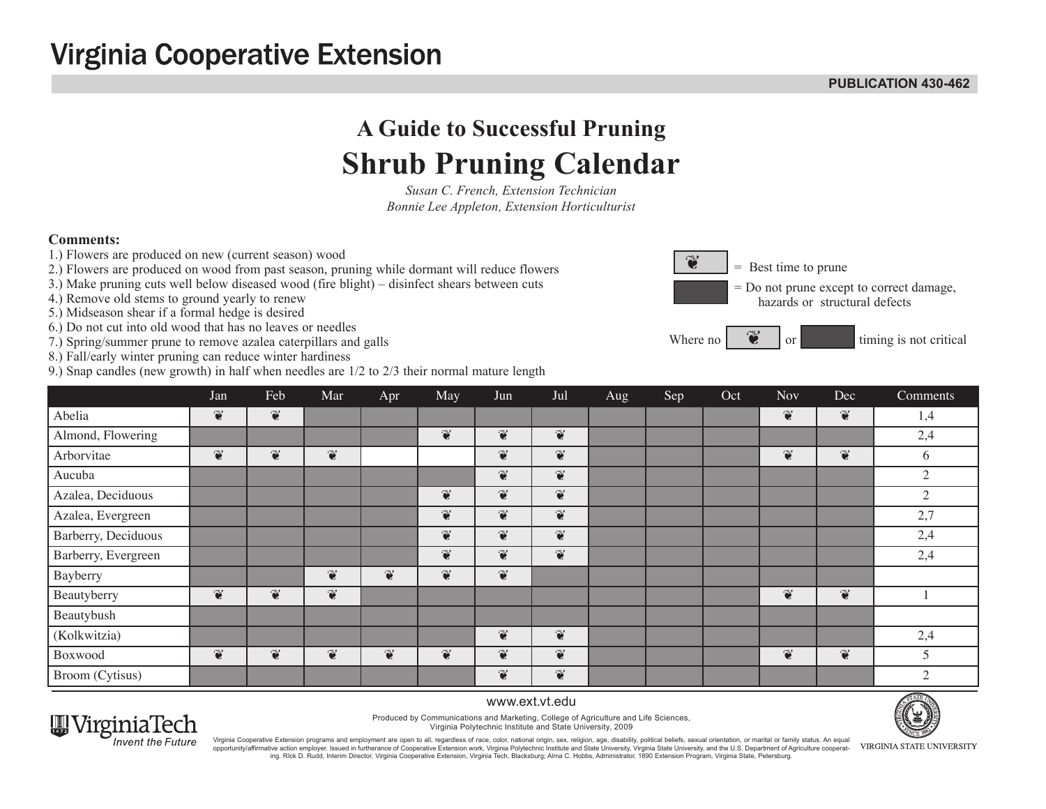# Virginia Cooperative Extension

**PUBLICATION 430-462**

## A Guide to Successful Pruning

# Shrub Pruning Calendar

*Susan C. French, Extension Technician*
*Bonnie Lee Appleton, Extension Horticulturist*

**Comments:**

1.) Flowers are produced on new (current season) wood
2.) Flowers are produced on wood from past season, pruning while dormant will reduce flowers
3.) Make pruning cuts well below diseased wood (fire blight) – disinfect shears between cuts
4.) Remove old stems to ground yearly to renew
5.) Midseason shear if a formal hedge is desired
6.) Do not cut into old wood that has no leaves or needles
7.) Spring/summer prune to remove azalea caterpillars and galls
8.) Fall/early winter pruning can reduce winter hardiness
9.) Snap candles (new growth) in half when needles are 1/2 to 2/3 their normal mature length

❦ = Best time to prune

■ = Do not prune except to correct damage, hazards or structural defects

Where no ❦ or ■ timing is not critical

| | Jan | Feb | Mar | Apr | May | Jun | Jul | Aug | Sep | Oct | Nov | Dec | Comments |
|---|---|---|---|---|---|---|---|---|---|---|---|---|---|
| Abelia | ❦ | ❦ | ■ | ■ | ■ | ■ | ■ | ■ | ■ | ■ | ❦ | ❦ | 1,4 |
| Almond, Flowering | ■ | ■ | ■ | ■ | ❦ | ❦ | ❦ | ■ | ■ | ■ | ■ | ■ | 2,4 |
| Arborvitae | ❦ | ❦ | ❦ | | | ❦ | ❦ | ■ | ■ | ■ | ❦ | ❦ | 6 |
| Aucuba | ■ | ■ | ■ | ■ | ■ | ❦ | ❦ | ■ | ■ | ■ | ■ | ■ | 2 |
| Azalea, Deciduous | ■ | ■ | ■ | ■ | ❦ | ❦ | ❦ | ■ | ■ | ■ | ■ | ■ | 2 |
| Azalea, Evergreen | ■ | ■ | ■ | ■ | ❦ | ❦ | ❦ | ■ | ■ | ■ | ■ | ■ | 2,7 |
| Barberry, Deciduous | ■ | ■ | ■ | ■ | ❦ | ❦ | ❦ | ■ | ■ | ■ | ■ | ■ | 2,4 |
| Barberry, Evergreen | ■ | ■ | ■ | ■ | ❦ | ❦ | ❦ | ■ | ■ | ■ | ■ | ■ | 2,4 |
| Bayberry | ■ | ■ | ❦ | ❦ | ❦ | ❦ | ■ | ■ | ■ | ■ | ■ | ■ | |
| Beautyberry | ❦ | ❦ | ❦ | ■ | ■ | ■ | ■ | ■ | ■ | ■ | ❦ | ❦ | 1 |
| Beautybush | ■ | ■ | ■ | ■ | ■ | ■ | ■ | ■ | ■ | ■ | ■ | ■ | |
| (Kolkwitzia) | ■ | ■ | ■ | ■ | ■ | ❦ | ❦ | ■ | ■ | ■ | ■ | ■ | 2,4 |
| Boxwood | ❦ | ❦ | ❦ | ❦ | ❦ | ❦ | ❦ | ■ | ■ | ■ | ❦ | ❦ | 5 |
| Broom (Cytisus) | ■ | ■ | ■ | ■ | ■ | ❦ | ❦ | ■ | ■ | ■ | ■ | ■ | 2 |

www.ext.vt.edu

Produced by Communications and Marketing, College of Agriculture and Life Sciences, Virginia Polytechnic Institute and State University, 2009

Virginia Cooperative Extension programs and employment are open to all, regardless of race, color, national origin, sex, religion, age, disability, political beliefs, sexual orientation, or marital or family status. An equal opportunity/affirmative action employer. Issued in furtherance of Cooperative Extension work, Virginia Polytechnic Institute and State University, Virginia State University, and the U.S. Department of Agriculture cooperating. Rick D. Rudd, Interim Director, Virginia Cooperative Extension, Virginia Tech, Blacksburg; Alma C. Hobbs, Administrator, 1890 Extension Program, Virginia State, Petersburg.

VirginiaTech *Invent the Future*

VIRGINIA STATE UNIVERSITY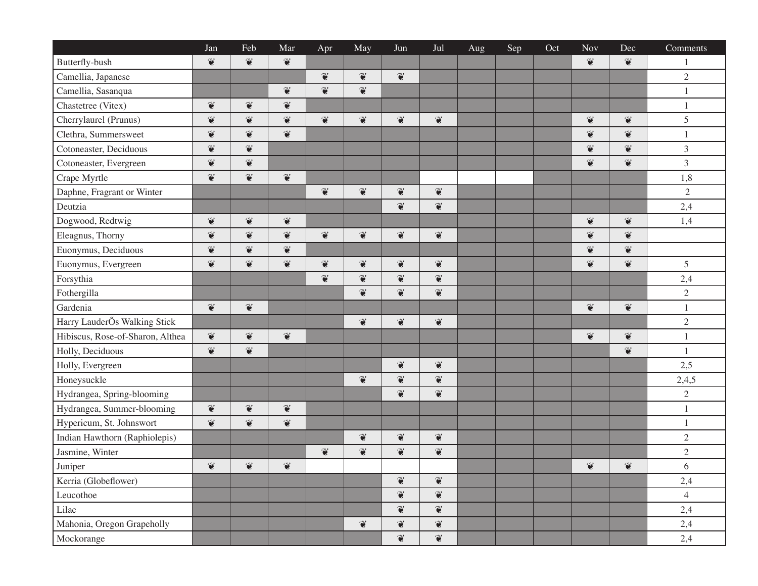| | Jan | Feb | Mar | Apr | May | Jun | Jul | Aug | Sep | Oct | Nov | Dec | Comments |
|---|---|---|---|---|---|---|---|---|---|---|---|---|---|
| Butterfly-bush | ❦ | ❦ | ❦ | | | | | | | | ❦ | ❦ | 1 |
| Camellia, Japanese | | | | ❦ | ❦ | ❦ | | | | | | | 2 |
| Camellia, Sasanqua | | | ❦ | ❦ | ❦ | | | | | | | | 1 |
| Chastetree (Vitex) | ❦ | ❦ | ❦ | | | | | | | | | | 1 |
| Cherrylaurel (Prunus) | ❦ | ❦ | ❦ | ❦ | ❦ | ❦ | ❦ | | | | ❦ | ❦ | 5 |
| Clethra, Summersweet | ❦ | ❦ | ❦ | | | | | | | | ❦ | ❦ | 1 |
| Cotoneaster, Deciduous | ❦ | ❦ | | | | | | | | | ❦ | ❦ | 3 |
| Cotoneaster, Evergreen | ❦ | ❦ | | | | | | | | | ❦ | ❦ | 3 |
| Crape Myrtle | ❦ | ❦ | ❦ | | | | | | | | | | 1,8 |
| Daphne, Fragrant or Winter | | | | ❦ | ❦ | ❦ | ❦ | | | | | | 2 |
| Deutzia | | | | | | ❦ | ❦ | | | | | | 2,4 |
| Dogwood, Redtwig | ❦ | ❦ | ❦ | | | | | | | | ❦ | ❦ | 1,4 |
| Eleagnus, Thorny | ❦ | ❦ | ❦ | ❦ | ❦ | ❦ | ❦ | | | | ❦ | ❦ | |
| Euonymus, Deciduous | ❦ | ❦ | ❦ | | | | | | | | ❦ | ❦ | |
| Euonymus, Evergreen | ❦ | ❦ | ❦ | ❦ | ❦ | ❦ | ❦ | | | | ❦ | ❦ | 5 |
| Forsythia | | | | ❦ | ❦ | ❦ | ❦ | | | | | | 2,4 |
| Fothergilla | | | | | ❦ | ❦ | ❦ | | | | | | 2 |
| Gardenia | ❦ | ❦ | | | | | | | | | ❦ | ❦ | 1 |
| Harry LauderÕs Walking Stick | | | | | ❦ | ❦ | ❦ | | | | | | 2 |
| Hibiscus, Rose-of-Sharon, Althea | ❦ | ❦ | ❦ | | | | | | | | ❦ | ❦ | 1 |
| Holly, Deciduous | ❦ | ❦ | | | | | | | | | | ❦ | 1 |
| Holly, Evergreen | | | | | | ❦ | ❦ | | | | | | 2,5 |
| Honeysuckle | | | | | ❦ | ❦ | ❦ | | | | | | 2,4,5 |
| Hydrangea, Spring-blooming | | | | | | ❦ | ❦ | | | | | | 2 |
| Hydrangea, Summer-blooming | ❦ | ❦ | ❦ | | | | | | | | | | 1 |
| Hypericum, St. Johnswort | ❦ | ❦ | ❦ | | | | | | | | | | 1 |
| Indian Hawthorn (Raphiolepis) | | | | | ❦ | ❦ | ❦ | | | | | | 2 |
| Jasmine, Winter | | | | ❦ | ❦ | ❦ | ❦ | | | | | | 2 |
| Juniper | ❦ | ❦ | ❦ | | | | | | | | ❦ | ❦ | 6 |
| Kerria (Globeflower) | | | | | | ❦ | ❦ | | | | | | 2,4 |
| Leucothoe | | | | | | ❦ | ❦ | | | | | | 4 |
| Lilac | | | | | | ❦ | ❦ | | | | | | 2,4 |
| Mahonia, Oregon Grapeholly | | | | | ❦ | ❦ | ❦ | | | | | | 2,4 |
| Mockorange | | | | | | ❦ | ❦ | | | | | | 2,4 |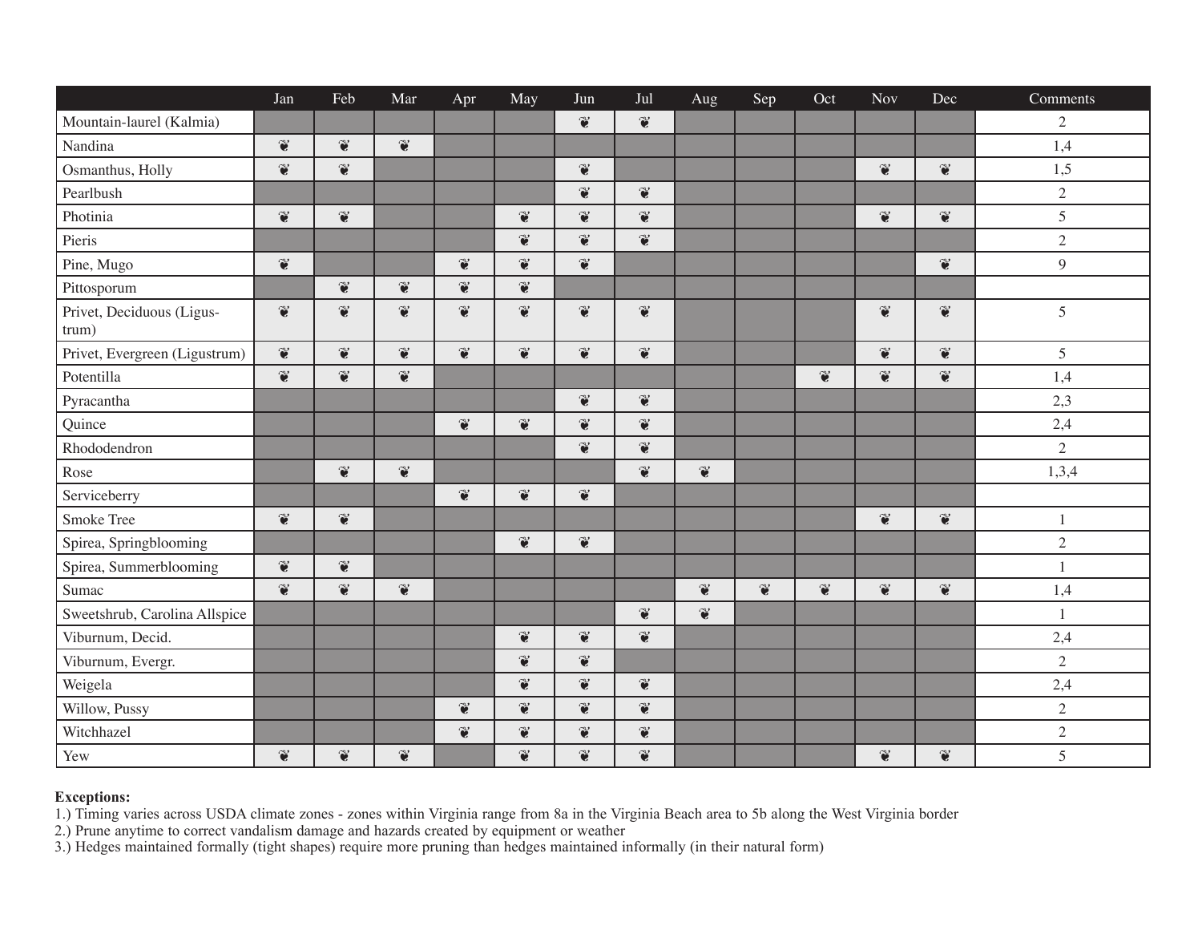| | Jan | Feb | Mar | Apr | May | Jun | Jul | Aug | Sep | Oct | Nov | Dec | Comments |
|---|---|---|---|---|---|---|---|---|---|---|---|---|---|
| Mountain-laurel (Kalmia) | | | | | | ❦ | ❦ | | | | | | 2 |
| Nandina | ❦ | ❦ | ❦ | | | | | | | | | | 1,4 |
| Osmanthus, Holly | ❦ | ❦ | | | | ❦ | | | | | ❦ | ❦ | 1,5 |
| Pearlbush | | | | | | ❦ | ❦ | | | | | | 2 |
| Photinia | ❦ | ❦ | | | ❦ | ❦ | ❦ | | | | ❦ | ❦ | 5 |
| Pieris | | | | | ❦ | ❦ | ❦ | | | | | | 2 |
| Pine, Mugo | ❦ | | | ❦ | ❦ | ❦ | | | | | | ❦ | 9 |
| Pittosporum | | ❦ | ❦ | ❦ | ❦ | | | | | | | | |
| Privet, Deciduous (Ligus-trum) | ❦ | ❦ | ❦ | ❦ | ❦ | ❦ | ❦ | | | | ❦ | ❦ | 5 |
| Privet, Evergreen (Ligustrum) | ❦ | ❦ | ❦ | ❦ | ❦ | ❦ | ❦ | | | | ❦ | ❦ | 5 |
| Potentilla | ❦ | ❦ | ❦ | | | | | | | ❦ | ❦ | ❦ | 1,4 |
| Pyracantha | | | | | | ❦ | ❦ | | | | | | 2,3 |
| Quince | | | | ❦ | ❦ | ❦ | ❦ | | | | | | 2,4 |
| Rhododendron | | | | | | ❦ | ❦ | | | | | | 2 |
| Rose | | ❦ | ❦ | | | | ❦ | ❦ | | | | | 1,3,4 |
| Serviceberry | | | | ❦ | ❦ | ❦ | | | | | | | |
| Smoke Tree | ❦ | ❦ | | | | | | | | | ❦ | ❦ | 1 |
| Spirea, Springblooming | | | | | ❦ | ❦ | | | | | | | 2 |
| Spirea, Summerblooming | ❦ | ❦ | | | | | | | | | | | 1 |
| Sumac | ❦ | ❦ | ❦ | | | | | ❦ | ❦ | ❦ | ❦ | ❦ | 1,4 |
| Sweetshrub, Carolina Allspice | | | | | | | ❦ | ❦ | | | | | 1 |
| Viburnum, Decid. | | | | | ❦ | ❦ | ❦ | | | | | | 2,4 |
| Viburnum, Evergr. | | | | | ❦ | ❦ | | | | | | | 2 |
| Weigela | | | | | ❦ | ❦ | ❦ | | | | | | 2,4 |
| Willow, Pussy | | | | ❦ | ❦ | ❦ | ❦ | | | | | | 2 |
| Witchhazel | | | | ❦ | ❦ | ❦ | ❦ | | | | | | 2 |
| Yew | ❦ | ❦ | ❦ | | ❦ | ❦ | ❦ | | | | ❦ | ❦ | 5 |

**Exceptions:**

1.) Timing varies across USDA climate zones - zones within Virginia range from 8a in the Virginia Beach area to 5b along the West Virginia border

2.) Prune anytime to correct vandalism damage and hazards created by equipment or weather

3.) Hedges maintained formally (tight shapes) require more pruning than hedges maintained informally (in their natural form)